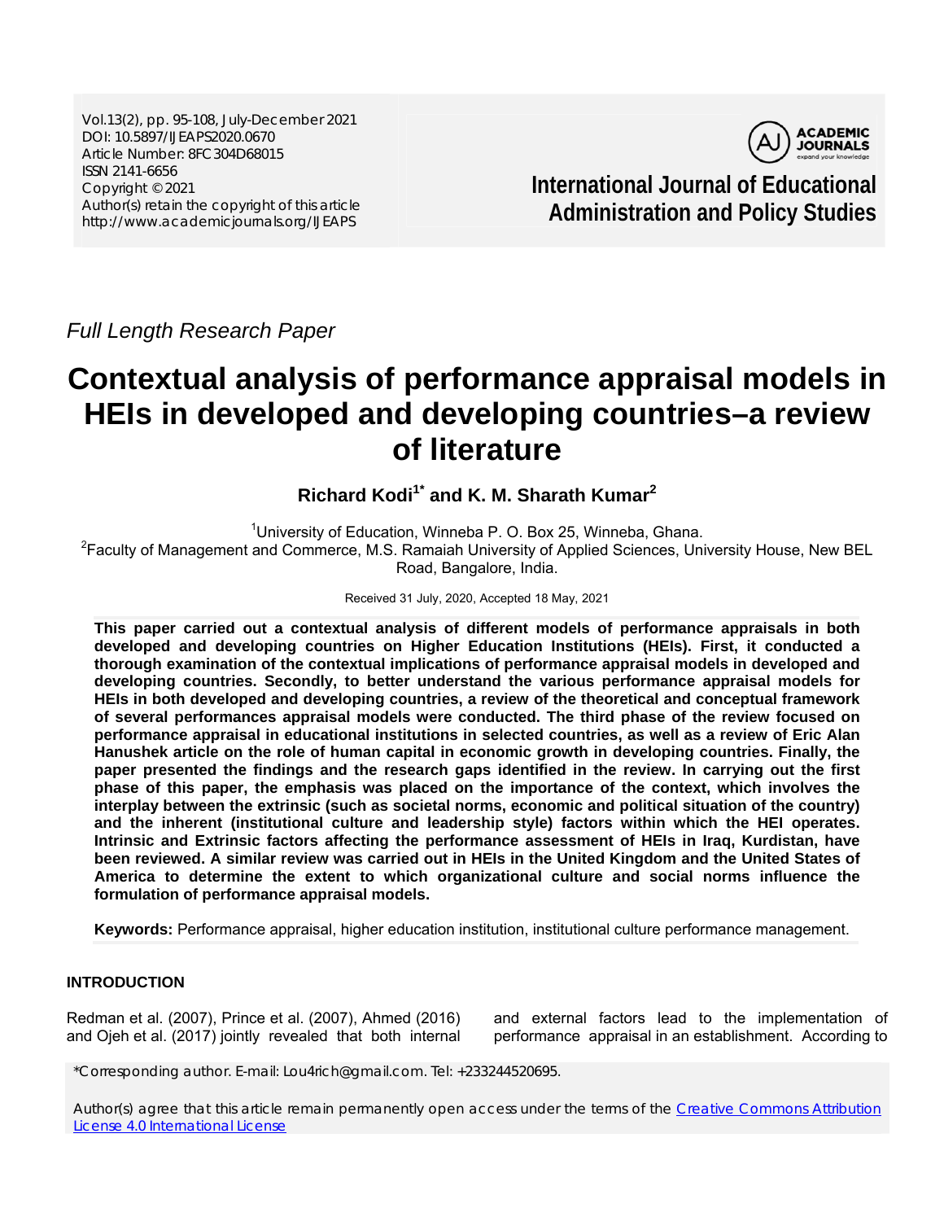Vol.13(2), pp. 95-108, July-December 2021
DOI: 10.5897/IJEAPS2020.0670
Article Number: 8FC304D68015
ISSN 2141-6656
Copyright ©2021
Author(s) retain the copyright of this article
http://www.academicjournals.org/IJEAPS

**International Journal of Educational Administration and Policy Studies**

*Full Length Research Paper*

# Contextual analysis of performance appraisal models in HEIs in developed and developing countries–a review of literature

**Richard Kodi[1*] and K. M. Sharath Kumar[2]**

[1]University of Education, Winneba P. O. Box 25, Winneba, Ghana.
[2]Faculty of Management and Commerce, M.S. Ramaiah University of Applied Sciences, University House, New BEL Road, Bangalore, India.

Received 31 July, 2020, Accepted 18 May, 2021

**This paper carried out a contextual analysis of different models of performance appraisals in both developed and developing countries on Higher Education Institutions (HEIs). First, it conducted a thorough examination of the contextual implications of performance appraisal models in developed and developing countries. Secondly, to better understand the various performance appraisal models for HEIs in both developed and developing countries, a review of the theoretical and conceptual framework of several performances appraisal models were conducted. The third phase of the review focused on performance appraisal in educational institutions in selected countries, as well as a review of Eric Alan Hanushek article on the role of human capital in economic growth in developing countries. Finally, the paper presented the findings and the research gaps identified in the review. In carrying out the first phase of this paper, the emphasis was placed on the importance of the context, which involves the interplay between the extrinsic (such as societal norms, economic and political situation of the country) and the inherent (institutional culture and leadership style) factors within which the HEI operates. Intrinsic and Extrinsic factors affecting the performance assessment of HEIs in Iraq, Kurdistan, have been reviewed. A similar review was carried out in HEIs in the United Kingdom and the United States of America to determine the extent to which organizational culture and social norms influence the formulation of performance appraisal models.**

**Keywords:** Performance appraisal, higher education institution, institutional culture performance management.

## INTRODUCTION

Redman et al. (2007), Prince et al. (2007), Ahmed (2016) and Ojeh et al. (2017) jointly revealed that both internal and external factors lead to the implementation of performance appraisal in an establishment. According to

*Corresponding author. E-mail: Lou4rich@gmail.com. Tel: +233244520695.

Author(s) agree that this article remain permanently open access under the terms of the Creative Commons Attribution License 4.0 International License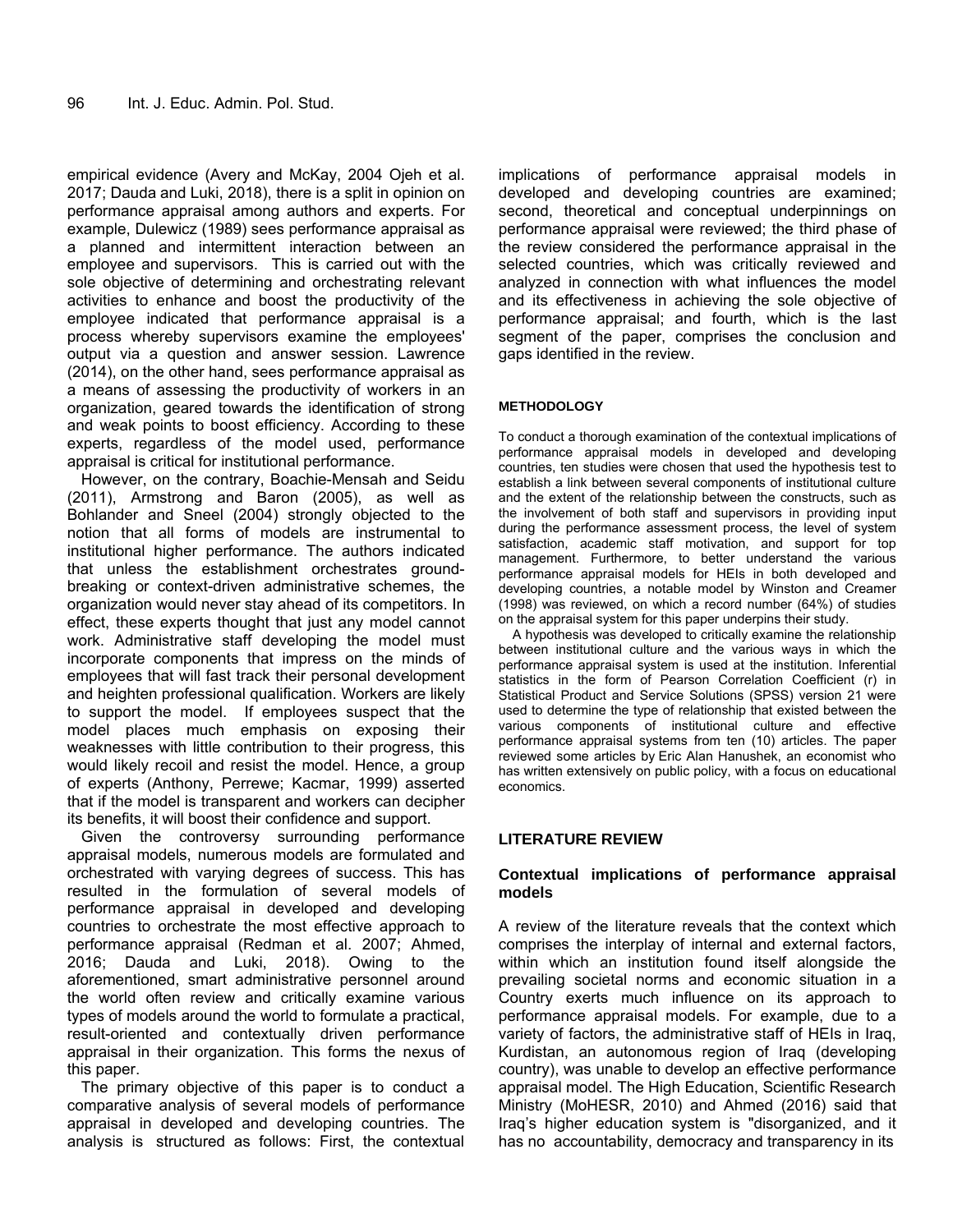empirical evidence (Avery and McKay, 2004 Ojeh et al. 2017; Dauda and Luki, 2018), there is a split in opinion on performance appraisal among authors and experts. For example, Dulewicz (1989) sees performance appraisal as a planned and intermittent interaction between an employee and supervisors. This is carried out with the sole objective of determining and orchestrating relevant activities to enhance and boost the productivity of the employee indicated that performance appraisal is a process whereby supervisors examine the employees' output via a question and answer session. Lawrence (2014), on the other hand, sees performance appraisal as a means of assessing the productivity of workers in an organization, geared towards the identification of strong and weak points to boost efficiency. According to these experts, regardless of the model used, performance appraisal is critical for institutional performance.

However, on the contrary, Boachie-Mensah and Seidu (2011), Armstrong and Baron (2005), as well as Bohlander and Sneel (2004) strongly objected to the notion that all forms of models are instrumental to institutional higher performance. The authors indicated that unless the establishment orchestrates ground-breaking or context-driven administrative schemes, the organization would never stay ahead of its competitors. In effect, these experts thought that just any model cannot work. Administrative staff developing the model must incorporate components that impress on the minds of employees that will fast track their personal development and heighten professional qualification. Workers are likely to support the model. If employees suspect that the model places much emphasis on exposing their weaknesses with little contribution to their progress, this would likely recoil and resist the model. Hence, a group of experts (Anthony, Perrewe; Kacmar, 1999) asserted that if the model is transparent and workers can decipher its benefits, it will boost their confidence and support.

Given the controversy surrounding performance appraisal models, numerous models are formulated and orchestrated with varying degrees of success. This has resulted in the formulation of several models of performance appraisal in developed and developing countries to orchestrate the most effective approach to performance appraisal (Redman et al. 2007; Ahmed, 2016; Dauda and Luki, 2018). Owing to the aforementioned, smart administrative personnel around the world often review and critically examine various types of models around the world to formulate a practical, result-oriented and contextually driven performance appraisal in their organization. This forms the nexus of this paper.

The primary objective of this paper is to conduct a comparative analysis of several models of performance appraisal in developed and developing countries. The analysis is structured as follows: First, the contextual implications of performance appraisal models in developed and developing countries are examined; second, theoretical and conceptual underpinnings on performance appraisal were reviewed; the third phase of the review considered the performance appraisal in the selected countries, which was critically reviewed and analyzed in connection with what influences the model and its effectiveness in achieving the sole objective of performance appraisal; and fourth, which is the last segment of the paper, comprises the conclusion and gaps identified in the review.

## METHODOLOGY

To conduct a thorough examination of the contextual implications of performance appraisal models in developed and developing countries, ten studies were chosen that used the hypothesis test to establish a link between several components of institutional culture and the extent of the relationship between the constructs, such as the involvement of both staff and supervisors in providing input during the performance assessment process, the level of system satisfaction, academic staff motivation, and support for top management. Furthermore, to better understand the various performance appraisal models for HEIs in both developed and developing countries, a notable model by Winston and Creamer (1998) was reviewed, on which a record number (64%) of studies on the appraisal system for this paper underpins their study.

A hypothesis was developed to critically examine the relationship between institutional culture and the various ways in which the performance appraisal system is used at the institution. Inferential statistics in the form of Pearson Correlation Coefficient (r) in Statistical Product and Service Solutions (SPSS) version 21 were used to determine the type of relationship that existed between the various components of institutional culture and effective performance appraisal systems from ten (10) articles. The paper reviewed some articles by Eric Alan Hanushek, an economist who has written extensively on public policy, with a focus on educational economics.

## LITERATURE REVIEW

### Contextual implications of performance appraisal models

A review of the literature reveals that the context which comprises the interplay of internal and external factors, within which an institution found itself alongside the prevailing societal norms and economic situation in a Country exerts much influence on its approach to performance appraisal models. For example, due to a variety of factors, the administrative staff of HEIs in Iraq, Kurdistan, an autonomous region of Iraq (developing country), was unable to develop an effective performance appraisal model. The High Education, Scientific Research Ministry (MoHESR, 2010) and Ahmed (2016) said that Iraq's higher education system is "disorganized, and it has no accountability, democracy and transparency in its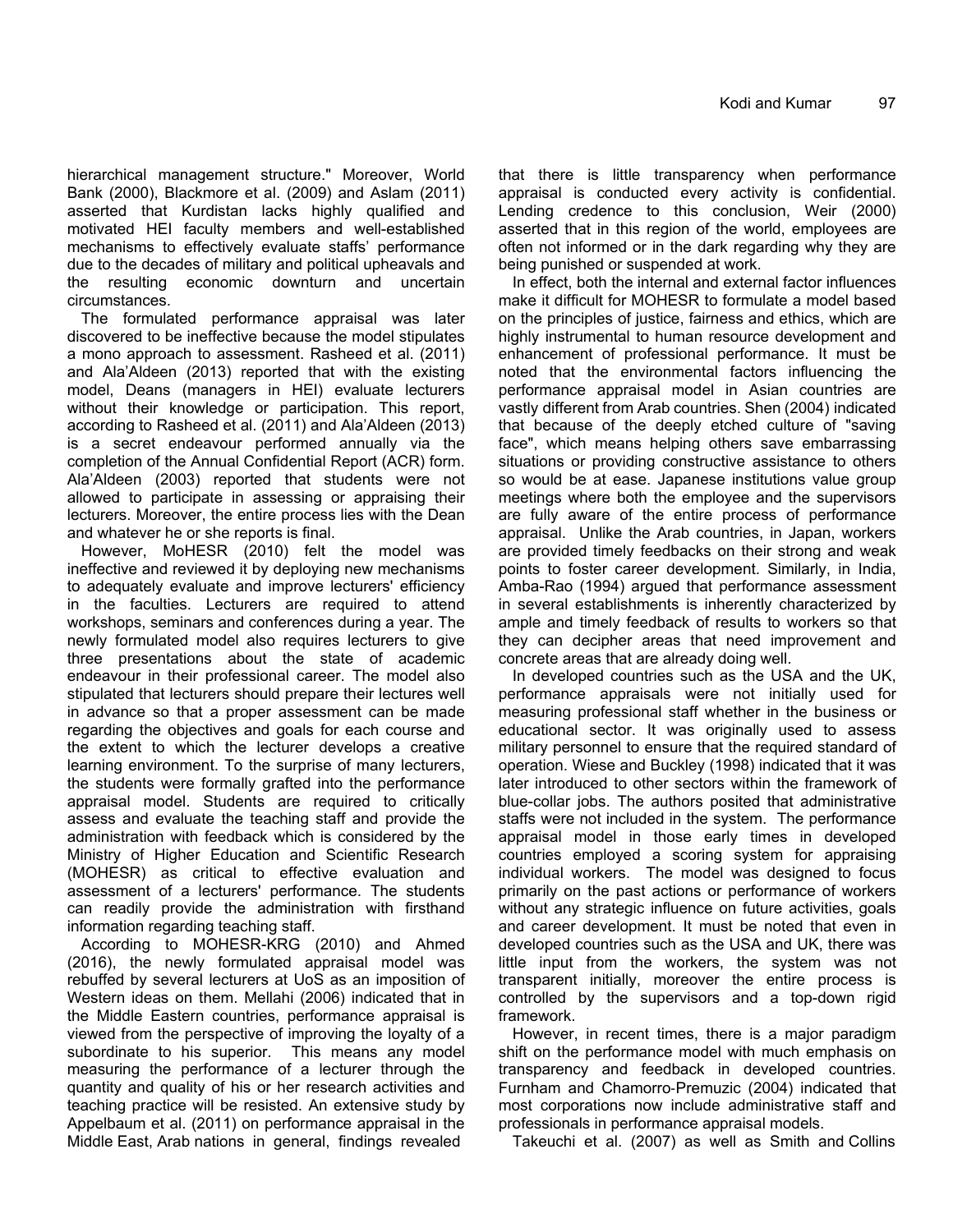hierarchical management structure." Moreover, World Bank (2000), Blackmore et al. (2009) and Aslam (2011) asserted that Kurdistan lacks highly qualified and motivated HEI faculty members and well-established mechanisms to effectively evaluate staffs' performance due to the decades of military and political upheavals and the resulting economic downturn and uncertain circumstances.

The formulated performance appraisal was later discovered to be ineffective because the model stipulates a mono approach to assessment. Rasheed et al. (2011) and Ala'Aldeen (2013) reported that with the existing model, Deans (managers in HEI) evaluate lecturers without their knowledge or participation. This report, according to Rasheed et al. (2011) and Ala'Aldeen (2013) is a secret endeavour performed annually via the completion of the Annual Confidential Report (ACR) form. Ala'Aldeen (2003) reported that students were not allowed to participate in assessing or appraising their lecturers. Moreover, the entire process lies with the Dean and whatever he or she reports is final.

However, MoHESR (2010) felt the model was ineffective and reviewed it by deploying new mechanisms to adequately evaluate and improve lecturers' efficiency in the faculties. Lecturers are required to attend workshops, seminars and conferences during a year. The newly formulated model also requires lecturers to give three presentations about the state of academic endeavour in their professional career. The model also stipulated that lecturers should prepare their lectures well in advance so that a proper assessment can be made regarding the objectives and goals for each course and the extent to which the lecturer develops a creative learning environment. To the surprise of many lecturers, the students were formally grafted into the performance appraisal model. Students are required to critically assess and evaluate the teaching staff and provide the administration with feedback which is considered by the Ministry of Higher Education and Scientific Research (MOHESR) as critical to effective evaluation and assessment of a lecturers' performance. The students can readily provide the administration with firsthand information regarding teaching staff.

According to MOHESR-KRG (2010) and Ahmed (2016), the newly formulated appraisal model was rebuffed by several lecturers at UoS as an imposition of Western ideas on them. Mellahi (2006) indicated that in the Middle Eastern countries, performance appraisal is viewed from the perspective of improving the loyalty of a subordinate to his superior. This means any model measuring the performance of a lecturer through the quantity and quality of his or her research activities and teaching practice will be resisted. An extensive study by Appelbaum et al. (2011) on performance appraisal in the Middle East, Arab nations in general, findings revealed that there is little transparency when performance appraisal is conducted every activity is confidential. Lending credence to this conclusion, Weir (2000) asserted that in this region of the world, employees are often not informed or in the dark regarding why they are being punished or suspended at work.

In effect, both the internal and external factor influences make it difficult for MOHESR to formulate a model based on the principles of justice, fairness and ethics, which are highly instrumental to human resource development and enhancement of professional performance. It must be noted that the environmental factors influencing the performance appraisal model in Asian countries are vastly different from Arab countries. Shen (2004) indicated that because of the deeply etched culture of "saving face", which means helping others save embarrassing situations or providing constructive assistance to others so would be at ease. Japanese institutions value group meetings where both the employee and the supervisors are fully aware of the entire process of performance appraisal. Unlike the Arab countries, in Japan, workers are provided timely feedbacks on their strong and weak points to foster career development. Similarly, in India, Amba-Rao (1994) argued that performance assessment in several establishments is inherently characterized by ample and timely feedback of results to workers so that they can decipher areas that need improvement and concrete areas that are already doing well.

In developed countries such as the USA and the UK, performance appraisals were not initially used for measuring professional staff whether in the business or educational sector. It was originally used to assess military personnel to ensure that the required standard of operation. Wiese and Buckley (1998) indicated that it was later introduced to other sectors within the framework of blue-collar jobs. The authors posited that administrative staffs were not included in the system. The performance appraisal model in those early times in developed countries employed a scoring system for appraising individual workers. The model was designed to focus primarily on the past actions or performance of workers without any strategic influence on future activities, goals and career development. It must be noted that even in developed countries such as the USA and UK, there was little input from the workers, the system was not transparent initially, moreover the entire process is controlled by the supervisors and a top-down rigid framework.

However, in recent times, there is a major paradigm shift on the performance model with much emphasis on transparency and feedback in developed countries. Furnham and Chamorro-Premuzic (2004) indicated that most corporations now include administrative staff and professionals in performance appraisal models.

Takeuchi et al. (2007) as well as Smith and Collins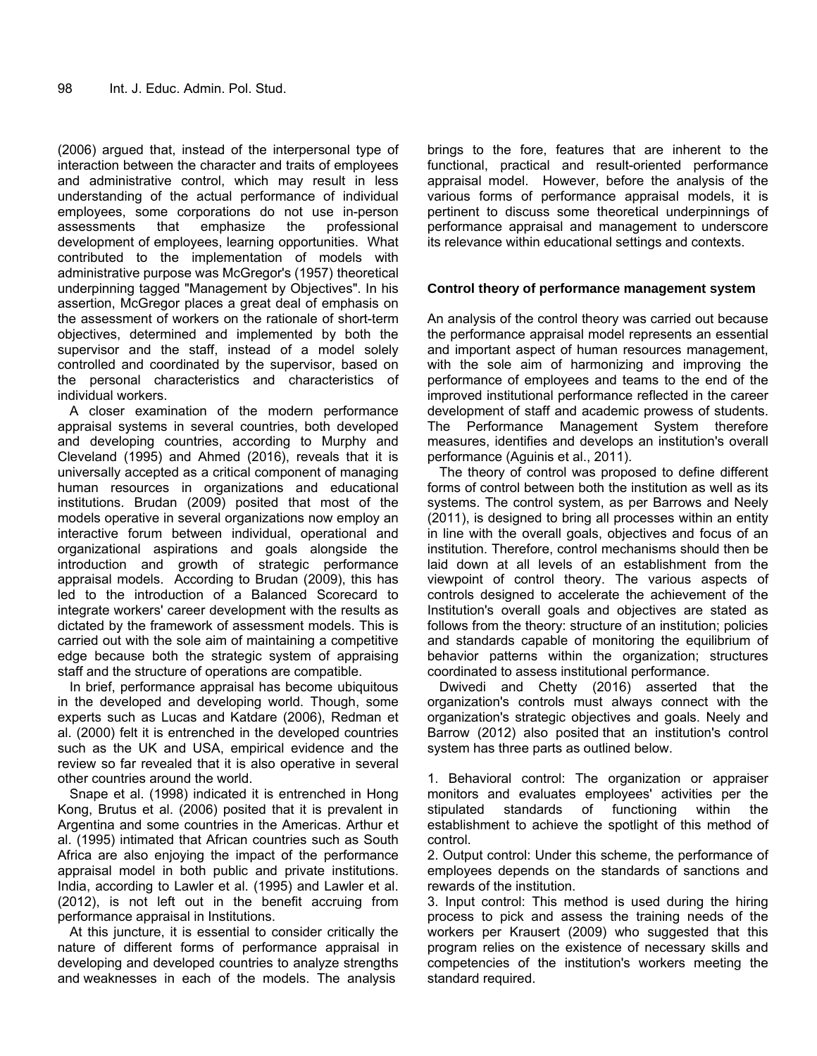(2006) argued that, instead of the interpersonal type of interaction between the character and traits of employees and administrative control, which may result in less understanding of the actual performance of individual employees, some corporations do not use in-person assessments that emphasize the professional development of employees, learning opportunities. What contributed to the implementation of models with administrative purpose was McGregor's (1957) theoretical underpinning tagged "Management by Objectives". In his assertion, McGregor places a great deal of emphasis on the assessment of workers on the rationale of short-term objectives, determined and implemented by both the supervisor and the staff, instead of a model solely controlled and coordinated by the supervisor, based on the personal characteristics and characteristics of individual workers.

A closer examination of the modern performance appraisal systems in several countries, both developed and developing countries, according to Murphy and Cleveland (1995) and Ahmed (2016), reveals that it is universally accepted as a critical component of managing human resources in organizations and educational institutions. Brudan (2009) posited that most of the models operative in several organizations now employ an interactive forum between individual, operational and organizational aspirations and goals alongside the introduction and growth of strategic performance appraisal models. According to Brudan (2009), this has led to the introduction of a Balanced Scorecard to integrate workers' career development with the results as dictated by the framework of assessment models. This is carried out with the sole aim of maintaining a competitive edge because both the strategic system of appraising staff and the structure of operations are compatible.

In brief, performance appraisal has become ubiquitous in the developed and developing world. Though, some experts such as Lucas and Katdare (2006), Redman et al. (2000) felt it is entrenched in the developed countries such as the UK and USA, empirical evidence and the review so far revealed that it is also operative in several other countries around the world.

Snape et al. (1998) indicated it is entrenched in Hong Kong, Brutus et al. (2006) posited that it is prevalent in Argentina and some countries in the Americas. Arthur et al. (1995) intimated that African countries such as South Africa are also enjoying the impact of the performance appraisal model in both public and private institutions. India, according to Lawler et al. (1995) and Lawler et al. (2012), is not left out in the benefit accruing from performance appraisal in Institutions.

At this juncture, it is essential to consider critically the nature of different forms of performance appraisal in developing and developed countries to analyze strengths and weaknesses in each of the models. The analysis brings to the fore, features that are inherent to the functional, practical and result-oriented performance appraisal model. However, before the analysis of the various forms of performance appraisal models, it is pertinent to discuss some theoretical underpinnings of performance appraisal and management to underscore its relevance within educational settings and contexts.

## Control theory of performance management system

An analysis of the control theory was carried out because the performance appraisal model represents an essential and important aspect of human resources management, with the sole aim of harmonizing and improving the performance of employees and teams to the end of the improved institutional performance reflected in the career development of staff and academic prowess of students. The Performance Management System therefore measures, identifies and develops an institution's overall performance (Aguinis et al., 2011).

The theory of control was proposed to define different forms of control between both the institution as well as its systems. The control system, as per Barrows and Neely (2011), is designed to bring all processes within an entity in line with the overall goals, objectives and focus of an institution. Therefore, control mechanisms should then be laid down at all levels of an establishment from the viewpoint of control theory. The various aspects of controls designed to accelerate the achievement of the Institution's overall goals and objectives are stated as follows from the theory: structure of an institution; policies and standards capable of monitoring the equilibrium of behavior patterns within the organization; structures coordinated to assess institutional performance.

Dwivedi and Chetty (2016) asserted that the organization's controls must always connect with the organization's strategic objectives and goals. Neely and Barrow (2012) also posited that an institution's control system has three parts as outlined below.

1. Behavioral control: The organization or appraiser monitors and evaluates employees' activities per the stipulated standards of functioning within the establishment to achieve the spotlight of this method of control.
2. Output control: Under this scheme, the performance of employees depends on the standards of sanctions and rewards of the institution.
3. Input control: This method is used during the hiring process to pick and assess the training needs of the workers per Krausert (2009) who suggested that this program relies on the existence of necessary skills and competencies of the institution's workers meeting the standard required.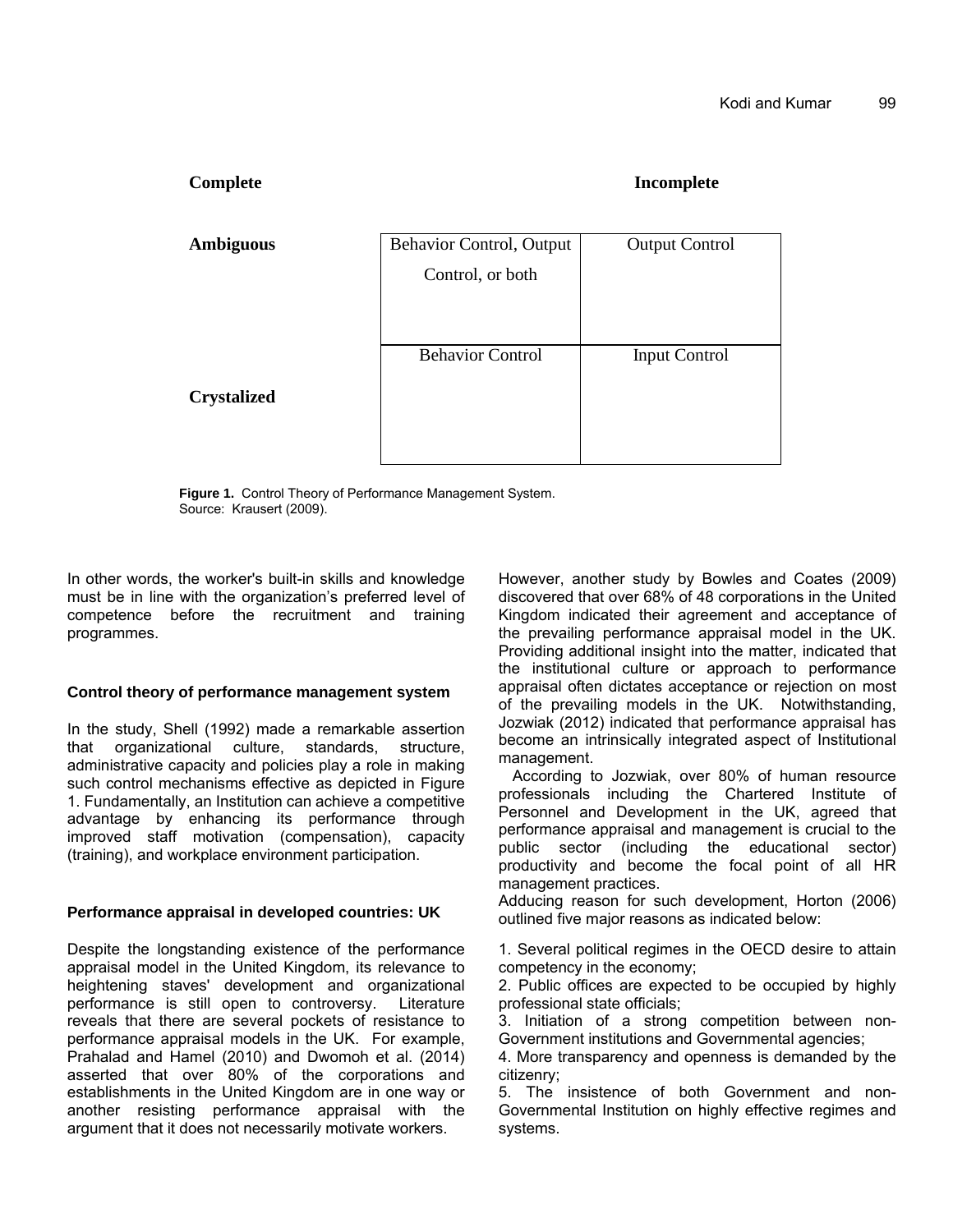| | Complete | Incomplete |
|---|---|---|
| **Ambiguous** | Behavior Control, Output Control, or both | Output Control |
| **Crystalized** | Behavior Control | Input Control |

**Figure 1.** Control Theory of Performance Management System.
Source: Krausert (2009).

In other words, the worker's built-in skills and knowledge must be in line with the organization's preferred level of competence before the recruitment and training programmes.

### Control theory of performance management system

In the study, Shell (1992) made a remarkable assertion that organizational culture, standards, structure, administrative capacity and policies play a role in making such control mechanisms effective as depicted in Figure 1. Fundamentally, an Institution can achieve a competitive advantage by enhancing its performance through improved staff motivation (compensation), capacity (training), and workplace environment participation.

### Performance appraisal in developed countries: UK

Despite the longstanding existence of the performance appraisal model in the United Kingdom, its relevance to heightening staves' development and organizational performance is still open to controversy. Literature reveals that there are several pockets of resistance to performance appraisal models in the UK. For example, Prahalad and Hamel (2010) and Dwomoh et al. (2014) asserted that over 80% of the corporations and establishments in the United Kingdom are in one way or another resisting performance appraisal with the argument that it does not necessarily motivate workers.

However, another study by Bowles and Coates (2009) discovered that over 68% of 48 corporations in the United Kingdom indicated their agreement and acceptance of the prevailing performance appraisal model in the UK. Providing additional insight into the matter, indicated that the institutional culture or approach to performance appraisal often dictates acceptance or rejection on most of the prevailing models in the UK. Notwithstanding, Jozwiak (2012) indicated that performance appraisal has become an intrinsically integrated aspect of Institutional management.

According to Jozwiak, over 80% of human resource professionals including the Chartered Institute of Personnel and Development in the UK, agreed that performance appraisal and management is crucial to the public sector (including the educational sector) productivity and become the focal point of all HR management practices.

Adducing reason for such development, Horton (2006) outlined five major reasons as indicated below:

1. Several political regimes in the OECD desire to attain competency in the economy;
2. Public offices are expected to be occupied by highly professional state officials;
3. Initiation of a strong competition between non-Government institutions and Governmental agencies;
4. More transparency and openness is demanded by the citizenry;
5. The insistence of both Government and non-Governmental Institution on highly effective regimes and systems.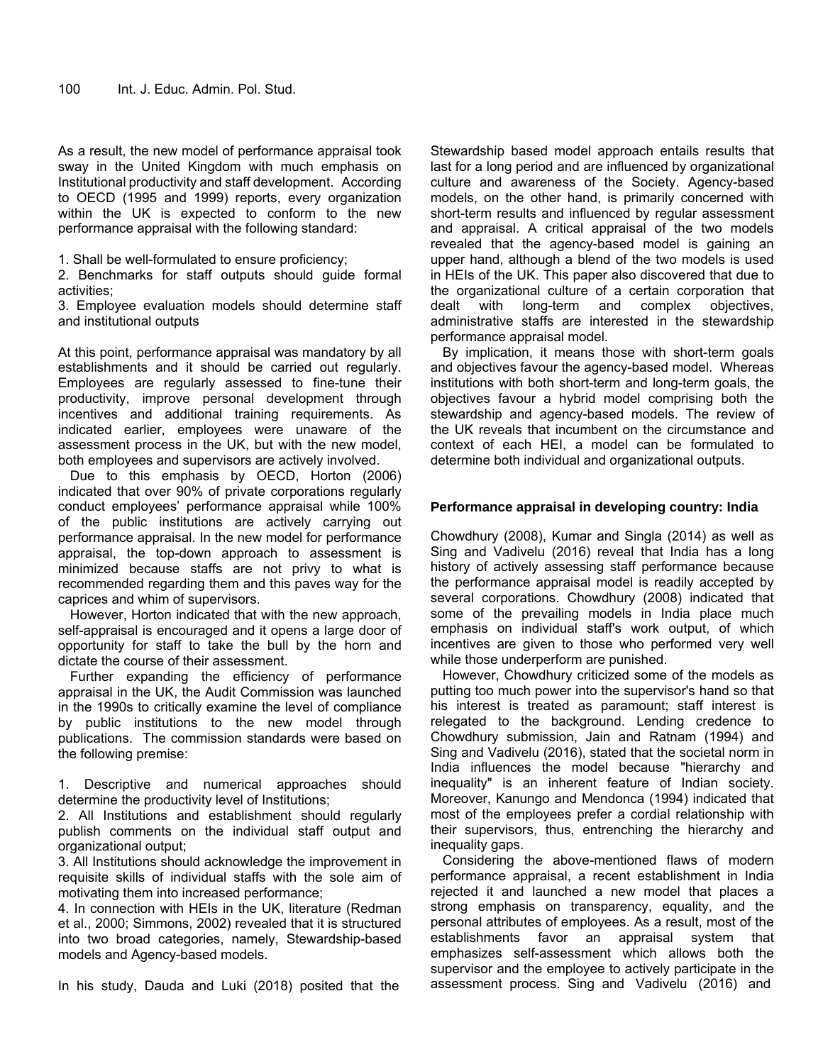As a result, the new model of performance appraisal took sway in the United Kingdom with much emphasis on Institutional productivity and staff development. According to OECD (1995 and 1999) reports, every organization within the UK is expected to conform to the new performance appraisal with the following standard:

1. Shall be well-formulated to ensure proficiency;
2. Benchmarks for staff outputs should guide formal activities;
3. Employee evaluation models should determine staff and institutional outputs

At this point, performance appraisal was mandatory by all establishments and it should be carried out regularly. Employees are regularly assessed to fine-tune their productivity, improve personal development through incentives and additional training requirements. As indicated earlier, employees were unaware of the assessment process in the UK, but with the new model, both employees and supervisors are actively involved.

Due to this emphasis by OECD, Horton (2006) indicated that over 90% of private corporations regularly conduct employees' performance appraisal while 100% of the public institutions are actively carrying out performance appraisal. In the new model for performance appraisal, the top-down approach to assessment is minimized because staffs are not privy to what is recommended regarding them and this paves way for the caprices and whim of supervisors.

However, Horton indicated that with the new approach, self-appraisal is encouraged and it opens a large door of opportunity for staff to take the bull by the horn and dictate the course of their assessment.

Further expanding the efficiency of performance appraisal in the UK, the Audit Commission was launched in the 1990s to critically examine the level of compliance by public institutions to the new model through publications. The commission standards were based on the following premise:

1. Descriptive and numerical approaches should determine the productivity level of Institutions;
2. All Institutions and establishment should regularly publish comments on the individual staff output and organizational output;
3. All Institutions should acknowledge the improvement in requisite skills of individual staffs with the sole aim of motivating them into increased performance;
4. In connection with HEIs in the UK, literature (Redman et al., 2000; Simmons, 2002) revealed that it is structured into two broad categories, namely, Stewardship-based models and Agency-based models.

In his study, Dauda and Luki (2018) posited that the Stewardship based model approach entails results that last for a long period and are influenced by organizational culture and awareness of the Society. Agency-based models, on the other hand, is primarily concerned with short-term results and influenced by regular assessment and appraisal. A critical appraisal of the two models revealed that the agency-based model is gaining an upper hand, although a blend of the two models is used in HEIs of the UK. This paper also discovered that due to the organizational culture of a certain corporation that dealt with long-term and complex objectives, administrative staffs are interested in the stewardship performance appraisal model.

By implication, it means those with short-term goals and objectives favour the agency-based model. Whereas institutions with both short-term and long-term goals, the objectives favour a hybrid model comprising both the stewardship and agency-based models. The review of the UK reveals that incumbent on the circumstance and context of each HEI, a model can be formulated to determine both individual and organizational outputs.

### Performance appraisal in developing country: India

Chowdhury (2008), Kumar and Singla (2014) as well as Sing and Vadivelu (2016) reveal that India has a long history of actively assessing staff performance because the performance appraisal model is readily accepted by several corporations. Chowdhury (2008) indicated that some of the prevailing models in India place much emphasis on individual staff's work output, of which incentives are given to those who performed very well while those underperform are punished.

However, Chowdhury criticized some of the models as putting too much power into the supervisor's hand so that his interest is treated as paramount; staff interest is relegated to the background. Lending credence to Chowdhury submission, Jain and Ratnam (1994) and Sing and Vadivelu (2016), stated that the societal norm in India influences the model because "hierarchy and inequality" is an inherent feature of Indian society. Moreover, Kanungo and Mendonca (1994) indicated that most of the employees prefer a cordial relationship with their supervisors, thus, entrenching the hierarchy and inequality gaps.

Considering the above-mentioned flaws of modern performance appraisal, a recent establishment in India rejected it and launched a new model that places a strong emphasis on transparency, equality, and the personal attributes of employees. As a result, most of the establishments favor an appraisal system that emphasizes self-assessment which allows both the supervisor and the employee to actively participate in the assessment process. Sing and Vadivelu (2016) and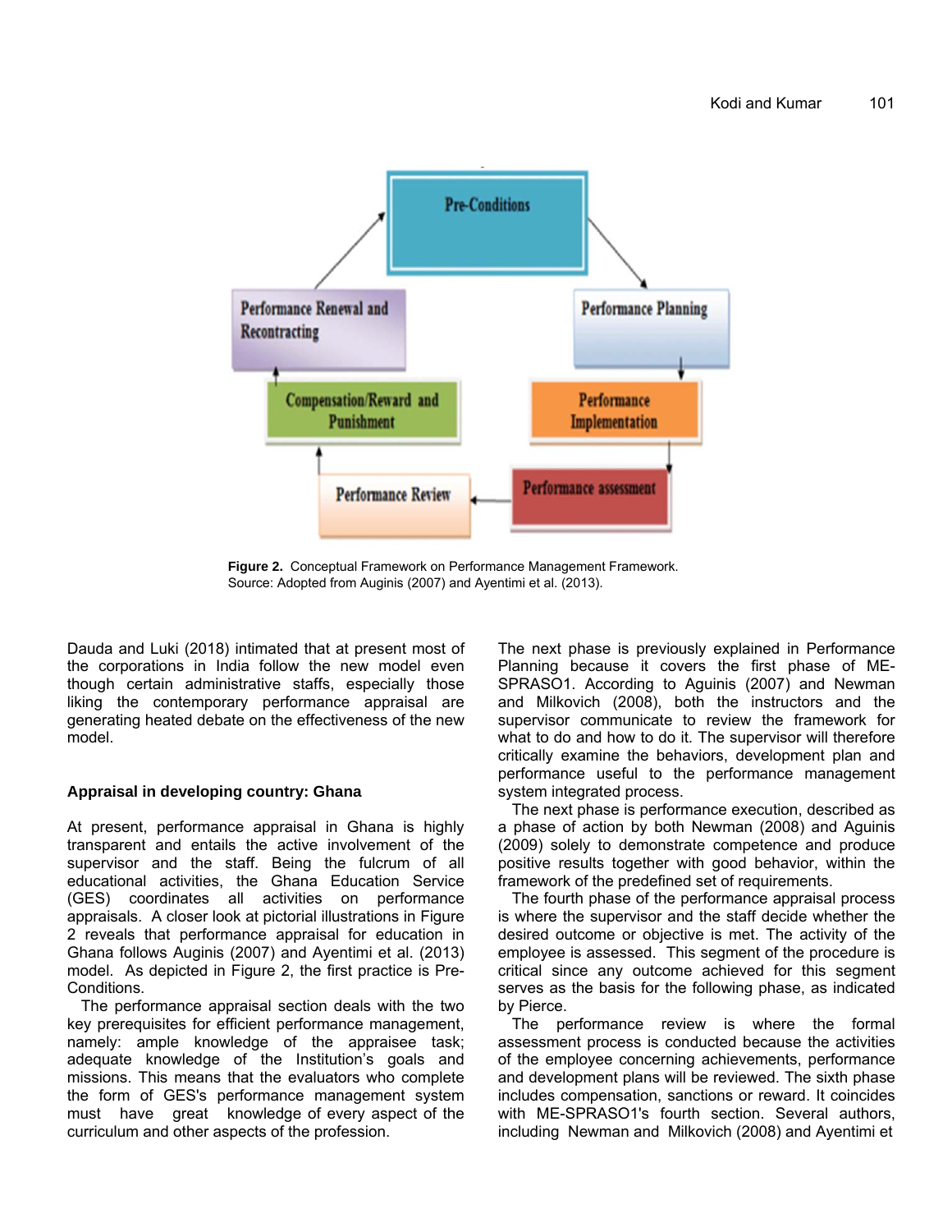Figure 2. Conceptual Framework on Performance Management Framework.
Source: Adopted from Auginis (2007) and Ayentimi et al. (2013).

Dauda and Luki (2018) intimated that at present most of the corporations in India follow the new model even though certain administrative staffs, especially those liking the contemporary performance appraisal are generating heated debate on the effectiveness of the new model.

**Appraisal in developing country: Ghana**

At present, performance appraisal in Ghana is highly transparent and entails the active involvement of the supervisor and the staff. Being the fulcrum of all educational activities, the Ghana Education Service (GES) coordinates all activities on performance appraisals. A closer look at pictorial illustrations in Figure 2 reveals that performance appraisal for education in Ghana follows Auginis (2007) and Ayentimi et al. (2013) model. As depicted in Figure 2, the first practice is Pre-Conditions.

The performance appraisal section deals with the two key prerequisites for efficient performance management, namely: ample knowledge of the appraisee task; adequate knowledge of the Institution's goals and missions. This means that the evaluators who complete the form of GES's performance management system must have great knowledge of every aspect of the curriculum and other aspects of the profession.

The next phase is previously explained in Performance Planning because it covers the first phase of ME-SPRASO1. According to Aguinis (2007) and Newman and Milkovich (2008), both the instructors and the supervisor communicate to review the framework for what to do and how to do it. The supervisor will therefore critically examine the behaviors, development plan and performance useful to the performance management system integrated process.

The next phase is performance execution, described as a phase of action by both Newman (2008) and Aguinis (2009) solely to demonstrate competence and produce positive results together with good behavior, within the framework of the predefined set of requirements.

The fourth phase of the performance appraisal process is where the supervisor and the staff decide whether the desired outcome or objective is met. The activity of the employee is assessed. This segment of the procedure is critical since any outcome achieved for this segment serves as the basis for the following phase, as indicated by Pierce.

The performance review is where the formal assessment process is conducted because the activities of the employee concerning achievements, performance and development plans will be reviewed. The sixth phase includes compensation, sanctions or reward. It coincides with ME-SPRASO1's fourth section. Several authors, including Newman and Milkovich (2008) and Ayentimi et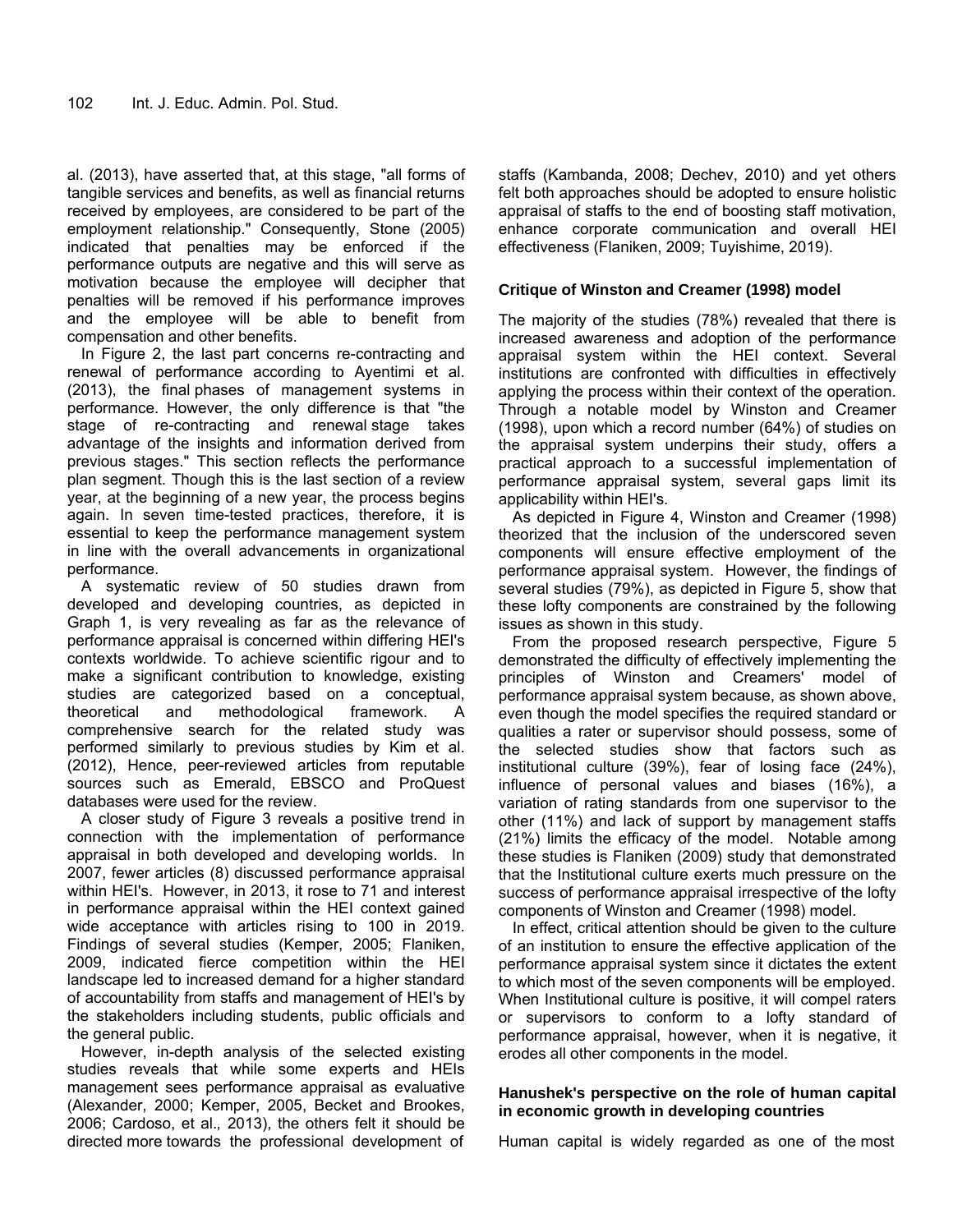al. (2013), have asserted that, at this stage, "all forms of tangible services and benefits, as well as financial returns received by employees, are considered to be part of the employment relationship." Consequently, Stone (2005) indicated that penalties may be enforced if the performance outputs are negative and this will serve as motivation because the employee will decipher that penalties will be removed if his performance improves and the employee will be able to benefit from compensation and other benefits.

In Figure 2, the last part concerns re-contracting and renewal of performance according to Ayentimi et al. (2013), the final phases of management systems in performance. However, the only difference is that "the stage of re-contracting and renewal stage takes advantage of the insights and information derived from previous stages." This section reflects the performance plan segment. Though this is the last section of a review year, at the beginning of a new year, the process begins again. In seven time-tested practices, therefore, it is essential to keep the performance management system in line with the overall advancements in organizational performance.

A systematic review of 50 studies drawn from developed and developing countries, as depicted in Graph 1, is very revealing as far as the relevance of performance appraisal is concerned within differing HEI's contexts worldwide. To achieve scientific rigour and to make a significant contribution to knowledge, existing studies are categorized based on a conceptual, theoretical and methodological framework. A comprehensive search for the related study was performed similarly to previous studies by Kim et al. (2012), Hence, peer-reviewed articles from reputable sources such as Emerald, EBSCO and ProQuest databases were used for the review.

A closer study of Figure 3 reveals a positive trend in connection with the implementation of performance appraisal in both developed and developing worlds. In 2007, fewer articles (8) discussed performance appraisal within HEI's. However, in 2013, it rose to 71 and interest in performance appraisal within the HEI context gained wide acceptance with articles rising to 100 in 2019. Findings of several studies (Kemper, 2005; Flaniken, 2009, indicated fierce competition within the HEI landscape led to increased demand for a higher standard of accountability from staffs and management of HEI's by the stakeholders including students, public officials and the general public.

However, in-depth analysis of the selected existing studies reveals that while some experts and HEIs management sees performance appraisal as evaluative (Alexander, 2000; Kemper, 2005, Becket and Brookes, 2006; Cardoso, et al., 2013), the others felt it should be directed more towards the professional development of staffs (Kambanda, 2008; Dechev, 2010) and yet others felt both approaches should be adopted to ensure holistic appraisal of staffs to the end of boosting staff motivation, enhance corporate communication and overall HEI effectiveness (Flaniken, 2009; Tuyishime, 2019).

### Critique of Winston and Creamer (1998) model

The majority of the studies (78%) revealed that there is increased awareness and adoption of the performance appraisal system within the HEI context. Several institutions are confronted with difficulties in effectively applying the process within their context of the operation. Through a notable model by Winston and Creamer (1998), upon which a record number (64%) of studies on the appraisal system underpins their study, offers a practical approach to a successful implementation of performance appraisal system, several gaps limit its applicability within HEI's.

As depicted in Figure 4, Winston and Creamer (1998) theorized that the inclusion of the underscored seven components will ensure effective employment of the performance appraisal system. However, the findings of several studies (79%), as depicted in Figure 5, show that these lofty components are constrained by the following issues as shown in this study.

From the proposed research perspective, Figure 5 demonstrated the difficulty of effectively implementing the principles of Winston and Creamers' model of performance appraisal system because, as shown above, even though the model specifies the required standard or qualities a rater or supervisor should possess, some of the selected studies show that factors such as institutional culture (39%), fear of losing face (24%), influence of personal values and biases (16%), a variation of rating standards from one supervisor to the other (11%) and lack of support by management staffs (21%) limits the efficacy of the model. Notable among these studies is Flaniken (2009) study that demonstrated that the Institutional culture exerts much pressure on the success of performance appraisal irrespective of the lofty components of Winston and Creamer (1998) model.

In effect, critical attention should be given to the culture of an institution to ensure the effective application of the performance appraisal system since it dictates the extent to which most of the seven components will be employed. When Institutional culture is positive, it will compel raters or supervisors to conform to a lofty standard of performance appraisal, however, when it is negative, it erodes all other components in the model.

### Hanushek's perspective on the role of human capital in economic growth in developing countries

Human capital is widely regarded as one of the most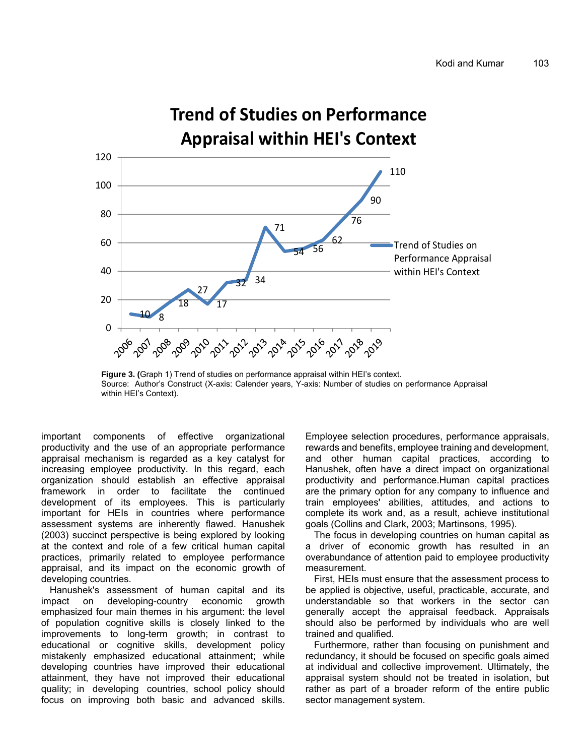Figure 3. (Graph 1) Trend of studies on performance appraisal within HEI's context.
Source: Author's Construct (X-axis: Calender years, Y-axis: Number of studies on performance Appraisal within HEI's Context).

important components of effective organizational productivity and the use of an appropriate performance appraisal mechanism is regarded as a key catalyst for increasing employee productivity. In this regard, each organization should establish an effective appraisal framework in order to facilitate the continued development of its employees. This is particularly important for HEIs in countries where performance assessment systems are inherently flawed. Hanushek (2003) succinct perspective is being explored by looking at the context and role of a few critical human capital practices, primarily related to employee performance appraisal, and its impact on the economic growth of developing countries.

Hanushek's assessment of human capital and its impact on developing-country economic growth emphasized four main themes in his argument: the level of population cognitive skills is closely linked to the improvements to long-term growth; in contrast to educational or cognitive skills, development policy mistakenly emphasized educational attainment; while developing countries have improved their educational attainment, they have not improved their educational quality; in developing countries, school policy should focus on improving both basic and advanced skills. Employee selection procedures, performance appraisals, rewards and benefits, employee training and development, and other human capital practices, according to Hanushek, often have a direct impact on organizational productivity and performance.Human capital practices are the primary option for any company to influence and train employees' abilities, attitudes, and actions to complete its work and, as a result, achieve institutional goals (Collins and Clark, 2003; Martinsons, 1995).

The focus in developing countries on human capital as a driver of economic growth has resulted in an overabundance of attention paid to employee productivity measurement.

First, HEIs must ensure that the assessment process to be applied is objective, useful, practicable, accurate, and understandable so that workers in the sector can generally accept the appraisal feedback. Appraisals should also be performed by individuals who are well trained and qualified.

Furthermore, rather than focusing on punishment and redundancy, it should be focused on specific goals aimed at individual and collective improvement. Ultimately, the appraisal system should not be treated in isolation, but rather as part of a broader reform of the entire public sector management system.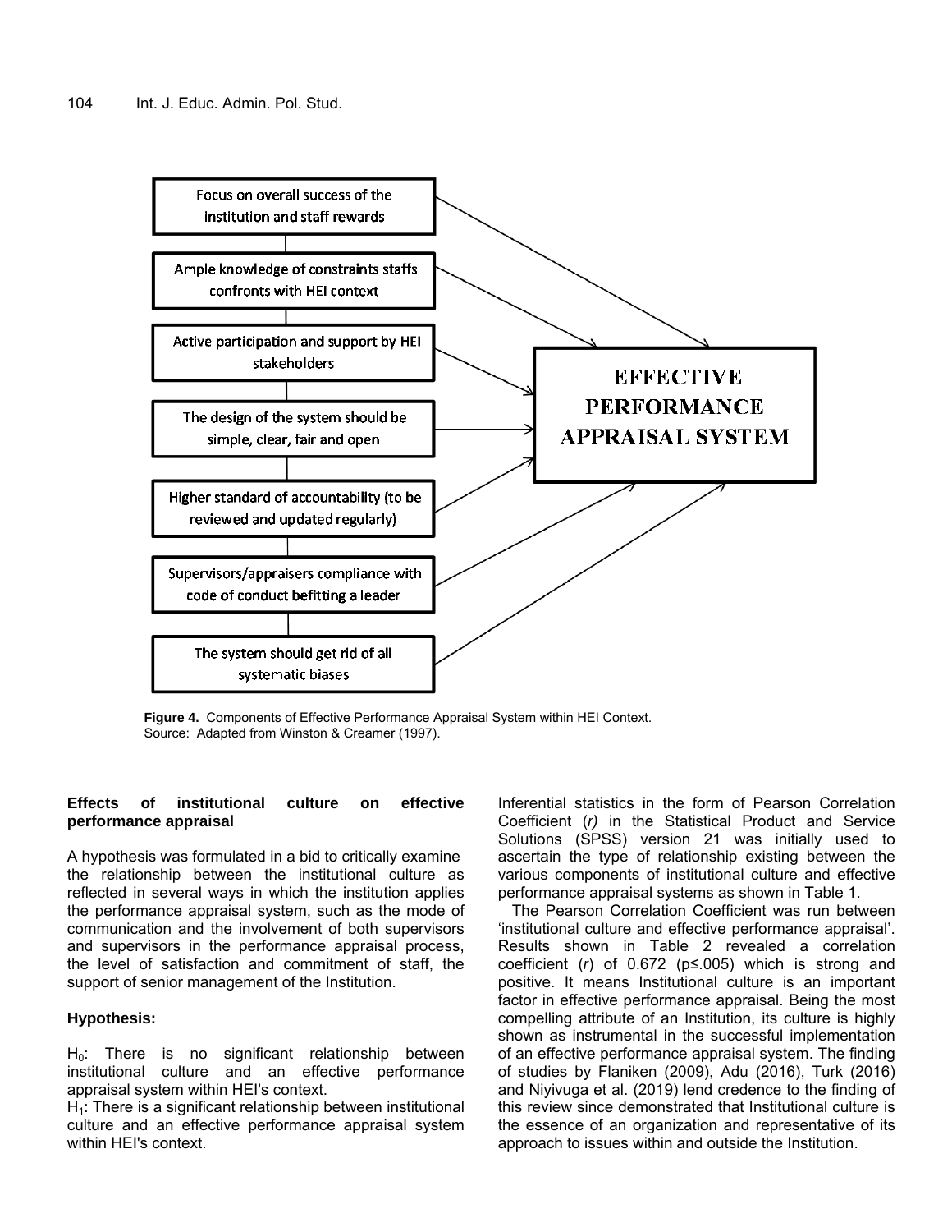Focus on overall success of the institution and staff rewards

Ample knowledge of constraints staffs confronts with HEI context

Active participation and support by HEI stakeholders

The design of the system should be simple, clear, fair and open

Higher standard of accountability (to be reviewed and updated regularly)

Supervisors/appraisers compliance with code of conduct befitting a leader

The system should get rid of all systematic biases

EFFECTIVE PERFORMANCE APPRAISAL SYSTEM

**Figure 4.** Components of Effective Performance Appraisal System within HEI Context.
Source: Adapted from Winston & Creamer (1997).

### Effects of institutional culture on effective performance appraisal

A hypothesis was formulated in a bid to critically examine the relationship between the institutional culture as reflected in several ways in which the institution applies the performance appraisal system, such as the mode of communication and the involvement of both supervisors and supervisors in the performance appraisal process, the level of satisfaction and commitment of staff, the support of senior management of the Institution.

### Hypothesis:

$H_0$: There is no significant relationship between institutional culture and an effective performance appraisal system within HEI's context.
$H_1$: There is a significant relationship between institutional culture and an effective performance appraisal system within HEI's context.

Inferential statistics in the form of Pearson Correlation Coefficient (*r)* in the Statistical Product and Service Solutions (SPSS) version 21 was initially used to ascertain the type of relationship existing between the various components of institutional culture and effective performance appraisal systems as shown in Table 1.

The Pearson Correlation Coefficient was run between 'institutional culture and effective performance appraisal'. Results shown in Table 2 revealed a correlation coefficient ($r$) of 0.672 ($p \leq .005$) which is strong and positive. It means Institutional culture is an important factor in effective performance appraisal. Being the most compelling attribute of an Institution, its culture is highly shown as instrumental in the successful implementation of an effective performance appraisal system. The finding of studies by Flaniken (2009), Adu (2016), Turk (2016) and Niyivuga et al. (2019) lend credence to the finding of this review since demonstrated that Institutional culture is the essence of an organization and representative of its approach to issues within and outside the Institution.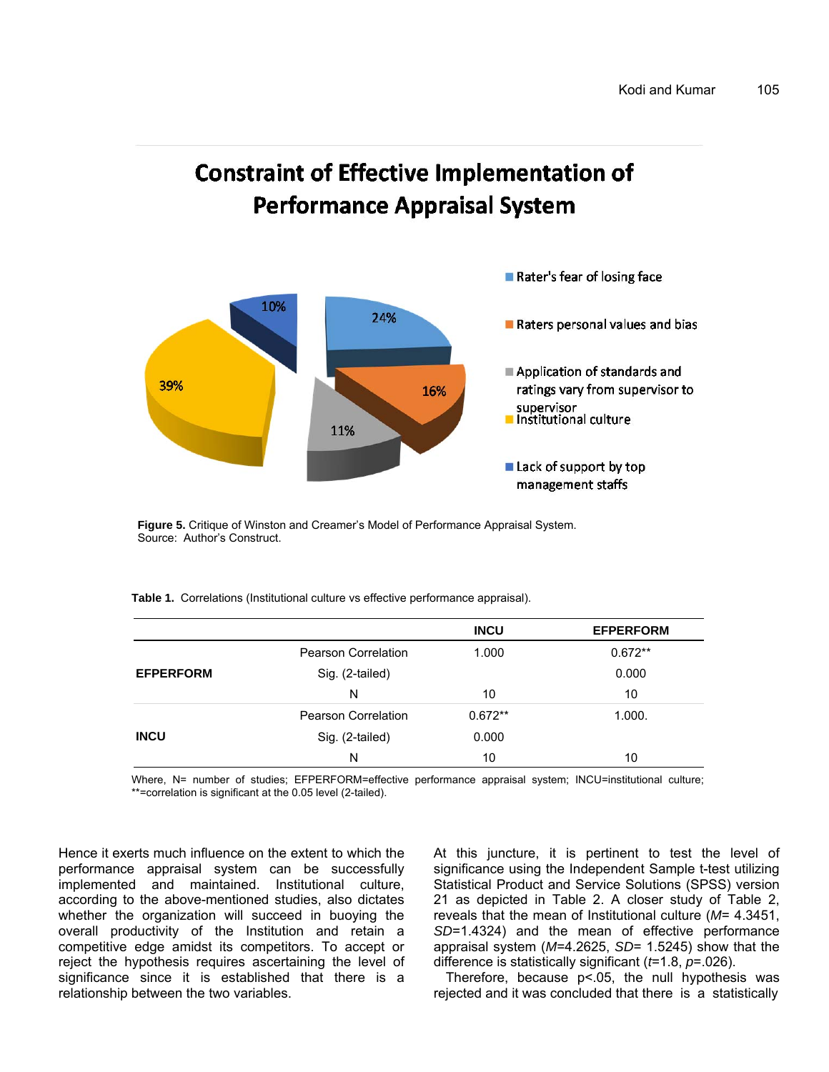**Figure 5.** Critique of Winston and Creamer's Model of Performance Appraisal System.
Source: Author's Construct.

**Table 1.** Correlations (Institutional culture vs effective performance appraisal).

| | | INCU | EFPERFORM |
|---|---|---|---|
| EFPERFORM | Pearson Correlation | 1.000 | 0.672** |
| | Sig. (2-tailed) | | 0.000 |
| | N | 10 | 10 |
| INCU | Pearson Correlation | 0.672** | 1.000. |
| | Sig. (2-tailed) | 0.000 | |
| | N | 10 | 10 |

Where, N= number of studies; EFPERFORM=effective performance appraisal system; INCU=institutional culture; **=correlation is significant at the 0.05 level (2-tailed).

Hence it exerts much influence on the extent to which the performance appraisal system can be successfully implemented and maintained. Institutional culture, according to the above-mentioned studies, also dictates whether the organization will succeed in buoying the overall productivity of the Institution and retain a competitive edge amidst its competitors. To accept or reject the hypothesis requires ascertaining the level of significance since it is established that there is a relationship between the two variables.

At this juncture, it is pertinent to test the level of significance using the Independent Sample t-test utilizing Statistical Product and Service Solutions (SPSS) version 21 as depicted in Table 2. A closer study of Table 2, reveals that the mean of Institutional culture ($M$= 4.3451, $SD$=1.4324) and the mean of effective performance appraisal system ($M$=4.2625, $SD$= 1.5245) show that the difference is statistically significant ($t$=1.8, $p$=.026).

Therefore, because $p<.05$, the null hypothesis was rejected and it was concluded that there is a statistically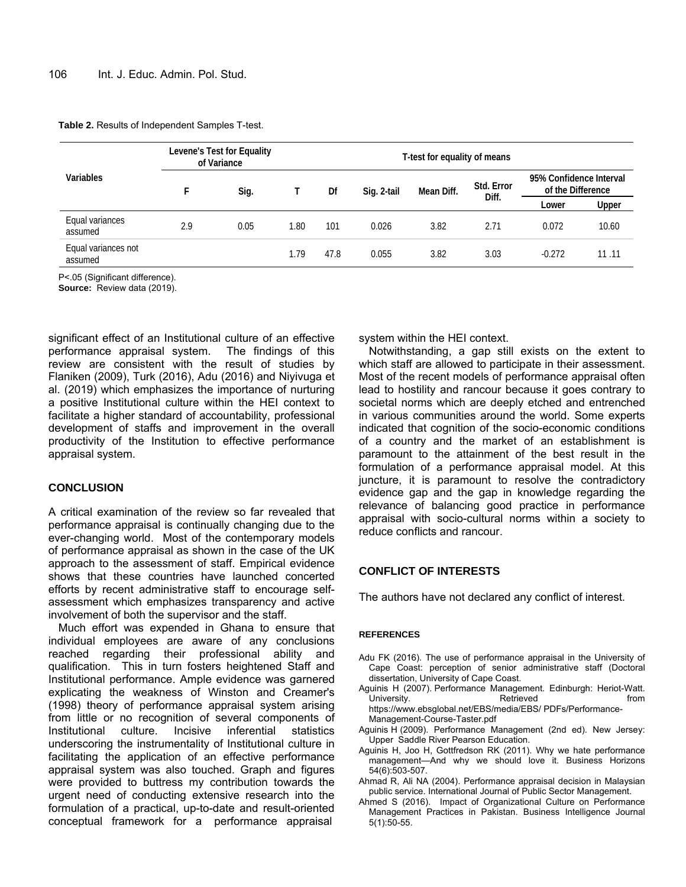**Table 2.** Results of Independent Samples T-test.

| Variables | Levene's Test for Equality of Variance | | T-test for equality of means | | | | | | |
|---|---|---|---|---|---|---|---|---|---|
| | F | Sig. | T | Df | Sig. 2-tail | Mean Diff. | Std. Error Diff. | 95% Confidence Interval of the Difference | |
| | | | | | | | | Lower | Upper |
| Equal variances assumed | 2.9 | 0.05 | 1.80 | 101 | 0.026 | 3.82 | 2.71 | 0.072 | 10.60 |
| Equal variances not assumed | | | 1.79 | 47.8 | 0.055 | 3.82 | 3.03 | -0.272 | 11 .11 |

P<.05 (Significant difference).
**Source:** Review data (2019).

significant effect of an Institutional culture of an effective performance appraisal system. The findings of this review are consistent with the result of studies by Flaniken (2009), Turk (2016), Adu (2016) and Niyivuga et al. (2019) which emphasizes the importance of nurturing a positive Institutional culture within the HEI context to facilitate a higher standard of accountability, professional development of staffs and improvement in the overall productivity of the Institution to effective performance appraisal system.

## CONCLUSION

A critical examination of the review so far revealed that performance appraisal is continually changing due to the ever-changing world. Most of the contemporary models of performance appraisal as shown in the case of the UK approach to the assessment of staff. Empirical evidence shows that these countries have launched concerted efforts by recent administrative staff to encourage self-assessment which emphasizes transparency and active involvement of both the supervisor and the staff.

Much effort was expended in Ghana to ensure that individual employees are aware of any conclusions reached regarding their professional ability and qualification. This in turn fosters heightened Staff and Institutional performance. Ample evidence was garnered explicating the weakness of Winston and Creamer's (1998) theory of performance appraisal system arising from little or no recognition of several components of Institutional culture. Incisive inferential statistics underscoring the instrumentality of Institutional culture in facilitating the application of an effective performance appraisal system was also touched. Graph and figures were provided to buttress my contribution towards the urgent need of conducting extensive research into the formulation of a practical, up-to-date and result-oriented conceptual framework for a performance appraisal system within the HEI context.

Notwithstanding, a gap still exists on the extent to which staff are allowed to participate in their assessment. Most of the recent models of performance appraisal often lead to hostility and rancour because it goes contrary to societal norms which are deeply etched and entrenched in various communities around the world. Some experts indicated that cognition of the socio-economic conditions of a country and the market of an establishment is paramount to the attainment of the best result in the formulation of a performance appraisal model. At this juncture, it is paramount to resolve the contradictory evidence gap and the gap in knowledge regarding the relevance of balancing good practice in performance appraisal with socio-cultural norms within a society to reduce conflicts and rancour.

## CONFLICT OF INTERESTS

The authors have not declared any conflict of interest.

## REFERENCES

Adu FK (2016). The use of performance appraisal in the University of Cape Coast: perception of senior administrative staff (Doctoral dissertation, University of Cape Coast.

Aguinis H (2007). Performance Management. Edinburgh: Heriot-Watt. University. Retrieved from https://www.ebsglobal.net/EBS/media/EBS/ PDFs/Performance-Management-Course-Taster.pdf

Aguinis H (2009). Performance Management (2nd ed). New Jersey: Upper Saddle River Pearson Education.

Aguinis H, Joo H, Gottfredson RK (2011). Why we hate performance management—And why we should love it. Business Horizons 54(6):503-507.

Ahmad R, Ali NA (2004). Performance appraisal decision in Malaysian public service. International Journal of Public Sector Management.

Ahmed S (2016). Impact of Organizational Culture on Performance Management Practices in Pakistan. Business Intelligence Journal 5(1):50-55.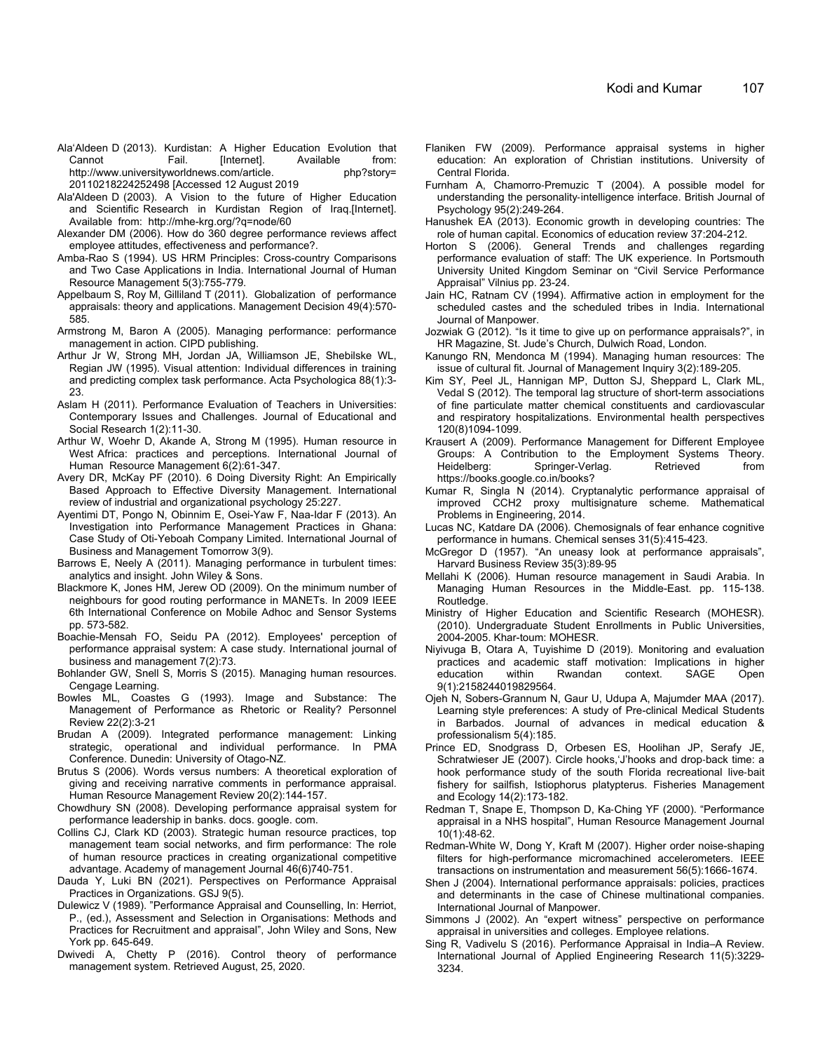Ala'Aldeen D (2013). Kurdistan: A Higher Education Evolution that Cannot Fail. [Internet]. Available from: http://www.universityworldnews.com/article. php?story= 20110218224252498 [Accessed 12 August 2019

Ala'Aldeen D (2003). A Vision to the future of Higher Education and Scientific Research in Kurdistan Region of Iraq.[Internet]. Available from: http://mhe-krg.org/?q=node/60

Alexander DM (2006). How do 360 degree performance reviews affect employee attitudes, effectiveness and performance?.

Amba-Rao S (1994). US HRM Principles: Cross-country Comparisons and Two Case Applications in India. International Journal of Human Resource Management 5(3):755-779.

Appelbaum S, Roy M, Gilliland T (2011). Globalization of performance appraisals: theory and applications. Management Decision 49(4):570-585.

Armstrong M, Baron A (2005). Managing performance: performance management in action. CIPD publishing.

Arthur Jr W, Strong MH, Jordan JA, Williamson JE, Shebilske WL, Regian JW (1995). Visual attention: Individual differences in training and predicting complex task performance. Acta Psychologica 88(1):3-23.

Aslam H (2011). Performance Evaluation of Teachers in Universities: Contemporary Issues and Challenges. Journal of Educational and Social Research 1(2):11-30.

Arthur W, Woehr D, Akande A, Strong M (1995). Human resource in West Africa: practices and perceptions. International Journal of Human Resource Management 6(2):61-347.

Avery DR, McKay PF (2010). 6 Doing Diversity Right: An Empirically Based Approach to Effective Diversity Management. International review of industrial and organizational psychology 25:227.

Ayentimi DT, Pongo N, Obinnim E, Osei-Yaw F, Naa-Idar F (2013). An Investigation into Performance Management Practices in Ghana: Case Study of Oti-Yeboah Company Limited. International Journal of Business and Management Tomorrow 3(9).

Barrows E, Neely A (2011). Managing performance in turbulent times: analytics and insight. John Wiley & Sons.

Blackmore K, Jones HM, Jerew OD (2009). On the minimum number of neighbours for good routing performance in MANETs. In 2009 IEEE 6th International Conference on Mobile Adhoc and Sensor Systems pp. 573-582.

Boachie-Mensah FO, Seidu PA (2012). Employees' perception of performance appraisal system: A case study. International journal of business and management 7(2):73.

Bohlander GW, Snell S, Morris S (2015). Managing human resources. Cengage Learning.

Bowles ML, Coastes G (1993). Image and Substance: The Management of Performance as Rhetoric or Reality? Personnel Review 22(2):3-21

Brudan A (2009). Integrated performance management: Linking strategic, operational and individual performance. In PMA Conference. Dunedin: University of Otago-NZ.

Brutus S (2006). Words versus numbers: A theoretical exploration of giving and receiving narrative comments in performance appraisal. Human Resource Management Review 20(2):144-157.

Chowdhury SN (2008). Developing performance appraisal system for performance leadership in banks. docs. google. com.

Collins CJ, Clark KD (2003). Strategic human resource practices, top management team social networks, and firm performance: The role of human resource practices in creating organizational competitive advantage. Academy of management Journal 46(6)740-751.

Dauda Y, Luki BN (2021). Perspectives on Performance Appraisal Practices in Organizations. GSJ 9(5).

Dulewicz V (1989). "Performance Appraisal and Counselling, In: Herriot, P., (ed.), Assessment and Selection in Organisations: Methods and Practices for Recruitment and appraisal", John Wiley and Sons, New York pp. 645-649.

Dwivedi A, Chetty P (2016). Control theory of performance management system. Retrieved August, 25, 2020.

Flaniken FW (2009). Performance appraisal systems in higher education: An exploration of Christian institutions. University of Central Florida.

Furnham A, Chamorro-Premuzic T (2004). A possible model for understanding the personality-intelligence interface. British Journal of Psychology 95(2):249-264.

Hanushek EA (2013). Economic growth in developing countries: The role of human capital. Economics of education review 37:204-212.

Horton S (2006). General Trends and challenges regarding performance evaluation of staff: The UK experience. In Portsmouth University United Kingdom Seminar on "Civil Service Performance Appraisal" Vilnius pp. 23-24.

Jain HC, Ratnam CV (1994). Affirmative action in employment for the scheduled castes and the scheduled tribes in India. International Journal of Manpower.

Jozwiak G (2012). "Is it time to give up on performance appraisals?", in HR Magazine, St. Jude's Church, Dulwich Road, London.

Kanungo RN, Mendonca M (1994). Managing human resources: The issue of cultural fit. Journal of Management Inquiry 3(2):189-205.

Kim SY, Peel JL, Hannigan MP, Dutton SJ, Sheppard L, Clark ML, Vedal S (2012). The temporal lag structure of short-term associations of fine particulate matter chemical constituents and cardiovascular and respiratory hospitalizations. Environmental health perspectives 120(8)1094-1099.

Krausert A (2009). Performance Management for Different Employee Groups: A Contribution to the Employment Systems Theory. Heidelberg: Springer-Verlag. Retrieved from https://books.google.co.in/books?

Kumar R, Singla N (2014). Cryptanalytic performance appraisal of improved CCH2 proxy multisignature scheme. Mathematical Problems in Engineering, 2014.

Lucas NC, Katdare DA (2006). Chemosignals of fear enhance cognitive performance in humans. Chemical senses 31(5):415-423.

McGregor D (1957). "An uneasy look at performance appraisals", Harvard Business Review 35(3):89-95

Mellahi K (2006). Human resource management in Saudi Arabia. In Managing Human Resources in the Middle-East. pp. 115-138. Routledge.

Ministry of Higher Education and Scientific Research (MOHESR). (2010). Undergraduate Student Enrollments in Public Universities, 2004-2005. Khar-toum: MOHESR.

Niyivuga B, Otara A, Tuyishime D (2019). Monitoring and evaluation practices and academic staff motivation: Implications in higher education within Rwandan context. SAGE Open 9(1):2158244019829564.

Ojeh N, Sobers-Grannum N, Gaur U, Udupa A, Majumder MAA (2017). Learning style preferences: A study of Pre-clinical Medical Students in Barbados. Journal of advances in medical education & professionalism 5(4):185.

Prince ED, Snodgrass D, Orbesen ES, Hoolihan JP, Serafy JE, Schratwieser JE (2007). Circle hooks,'J'hooks and drop-back time: a hook performance study of the south Florida recreational live-bait fishery for sailfish, Istiophorus platypterus. Fisheries Management and Ecology 14(2):173-182.

Redman T, Snape E, Thompson D, Ka-Ching YF (2000). "Performance appraisal in a NHS hospital", Human Resource Management Journal 10(1):48-62.

Redman-White W, Dong Y, Kraft M (2007). Higher order noise-shaping filters for high-performance micromachined accelerometers. IEEE transactions on instrumentation and measurement 56(5):1666-1674.

Shen J (2004). International performance appraisals: policies, practices and determinants in the case of Chinese multinational companies. International Journal of Manpower.

Simmons J (2002). An "expert witness" perspective on performance appraisal in universities and colleges. Employee relations.

Sing R, Vadivelu S (2016). Performance Appraisal in India–A Review. International Journal of Applied Engineering Research 11(5):3229-3234.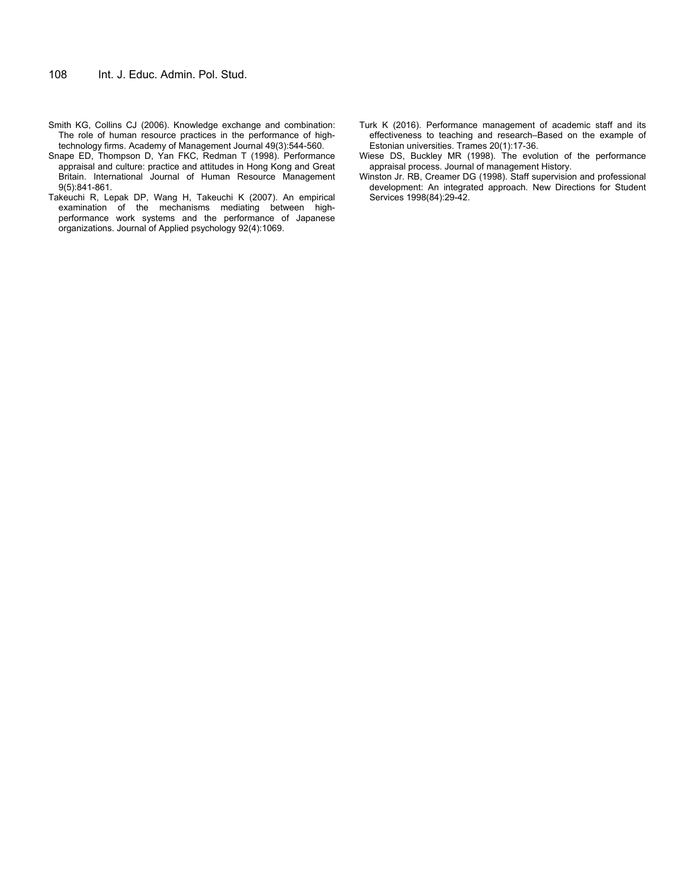Smith KG, Collins CJ (2006). Knowledge exchange and combination: The role of human resource practices in the performance of high-technology firms. Academy of Management Journal 49(3):544-560.

Snape ED, Thompson D, Yan FKC, Redman T (1998). Performance appraisal and culture: practice and attitudes in Hong Kong and Great Britain. International Journal of Human Resource Management 9(5):841-861.

Takeuchi R, Lepak DP, Wang H, Takeuchi K (2007). An empirical examination of the mechanisms mediating between high-performance work systems and the performance of Japanese organizations. Journal of Applied psychology 92(4):1069.

Turk K (2016). Performance management of academic staff and its effectiveness to teaching and research–Based on the example of Estonian universities. Trames 20(1):17-36.

Wiese DS, Buckley MR (1998). The evolution of the performance appraisal process. Journal of management History.

Winston Jr. RB, Creamer DG (1998). Staff supervision and professional development: An integrated approach. New Directions for Student Services 1998(84):29-42.